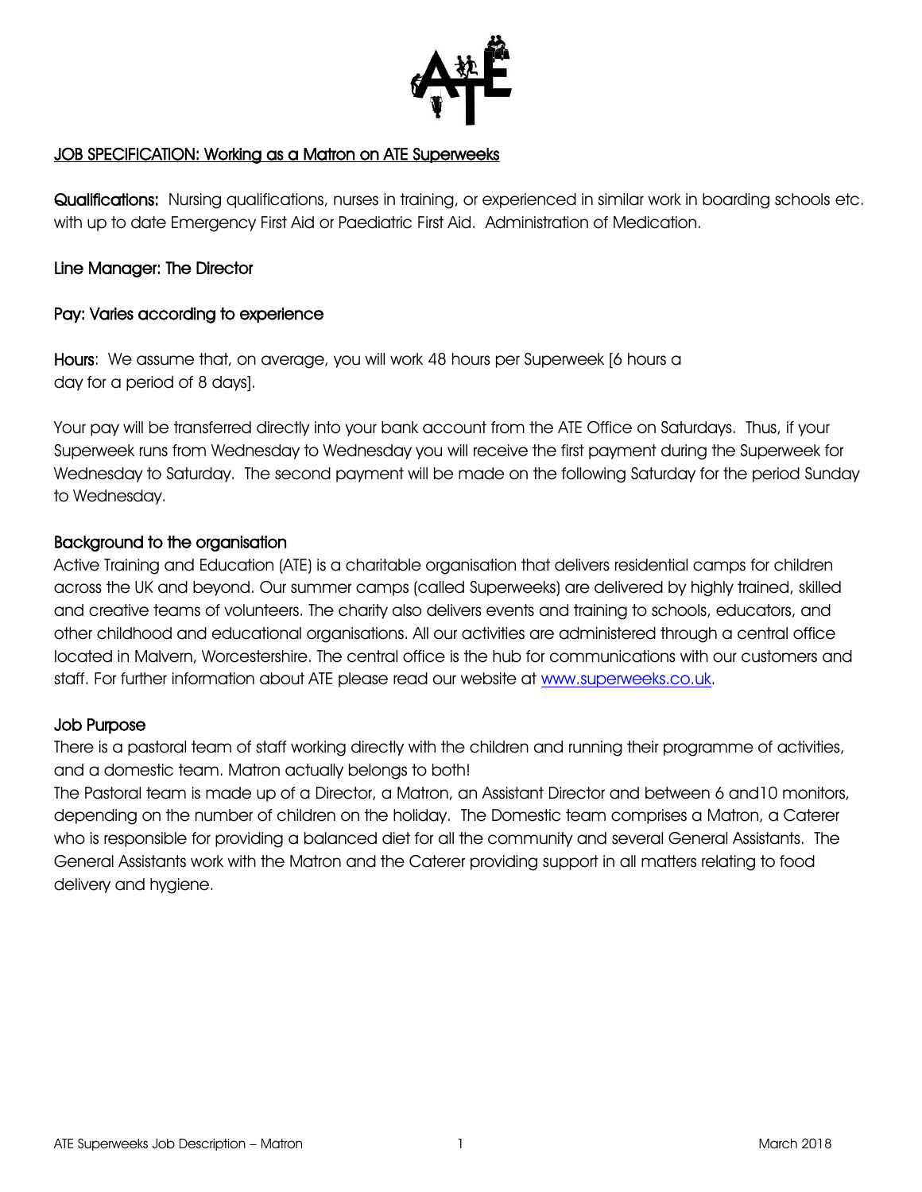# JOB SPECIFICATION: Working as a Matron on ATE Superweeks

**Qualifications:** Nursing qualifications, nurses in training, or experienced in similar work in boarding schools etc. with up to date Emergency First Aid or Paediatric First Aid. Administration of Medication.

## Line Manager: The Director

## Pay: Varies according to experience

**Hours**: We assume that, on average, you will work 48 hours per Superweek [6 hours a day for a period of 8 days].

Your pay will be transferred directly into your bank account from the ATE Office on Saturdays. Thus, if your Superweek runs from Wednesday to Wednesday you will receive the first payment during the Superweek for Wednesday to Saturday. The second payment will be made on the following Saturday for the period Sunday to Wednesday.

## Background to the organisation

Active Training and Education (ATE) is a charitable organisation that delivers residential camps for children across the UK and beyond. Our summer camps (called Superweeks) are delivered by highly trained, skilled and creative teams of volunteers. The charity also delivers events and training to schools, educators, and other childhood and educational organisations. All our activities are administered through a central office located in Malvern, Worcestershire. The central office is the hub for communications with our customers and staff. For further information about ATE please read our website at [www.superweeks.co.uk](http://www.superweeks.co.uk).

## Job Purpose

There is a pastoral team of staff working directly with the children and running their programme of activities, and a domestic team. Matron actually belongs to both!

The Pastoral team is made up of a Director, a Matron, an Assistant Director and between 6 and10 monitors, depending on the number of children on the holiday. The Domestic team comprises a Matron, a Caterer who is responsible for providing a balanced diet for all the community and several General Assistants. The General Assistants work with the Matron and the Caterer providing support in all matters relating to food delivery and hygiene.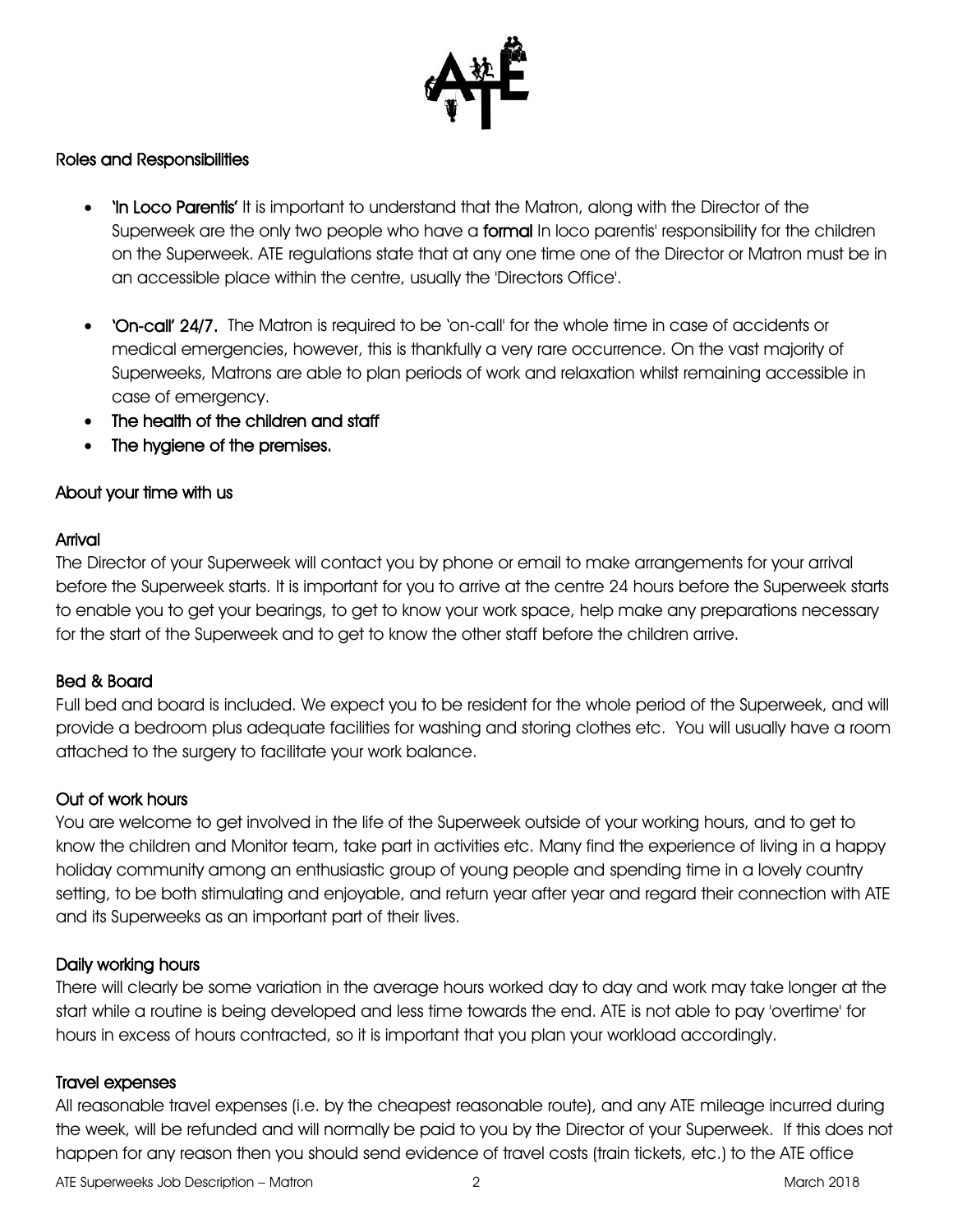## Roles and Responsibilities

- **'In Loco Parentis'** It is important to understand that the Matron, along with the Director of the Superweek are the only two people who have a **formal** In loco parentis' responsibility for the children on the Superweek. ATE regulations state that at any one time one of the Director or Matron must be in an accessible place within the centre, usually the 'Directors Office'.

- **'On-call' 24/7.** The Matron is required to be 'on-call' for the whole time in case of accidents or medical emergencies, however, this is thankfully a very rare occurrence. On the vast majority of Superweeks, Matrons are able to plan periods of work and relaxation whilst remaining accessible in case of emergency.
- **The health of the children and staff**
- **The hygiene of the premises.**

## About your time with us

### Arrival

The Director of your Superweek will contact you by phone or email to make arrangements for your arrival before the Superweek starts. It is important for you to arrive at the centre 24 hours before the Superweek starts to enable you to get your bearings, to get to know your work space, help make any preparations necessary for the start of the Superweek and to get to know the other staff before the children arrive.

### Bed & Board

Full bed and board is included. We expect you to be resident for the whole period of the Superweek, and will provide a bedroom plus adequate facilities for washing and storing clothes etc. You will usually have a room attached to the surgery to facilitate your work balance.

### Out of work hours

You are welcome to get involved in the life of the Superweek outside of your working hours, and to get to know the children and Monitor team, take part in activities etc. Many find the experience of living in a happy holiday community among an enthusiastic group of young people and spending time in a lovely country setting, to be both stimulating and enjoyable, and return year after year and regard their connection with ATE and its Superweeks as an important part of their lives.

### Daily working hours

There will clearly be some variation in the average hours worked day to day and work may take longer at the start while a routine is being developed and less time towards the end. ATE is not able to pay 'overtime' for hours in excess of hours contracted, so it is important that you plan your workload accordingly.

### Travel expenses

All reasonable travel expenses (i.e. by the cheapest reasonable route), and any ATE mileage incurred during the week, will be refunded and will normally be paid to you by the Director of your Superweek. If this does not happen for any reason then you should send evidence of travel costs (train tickets, etc.) to the ATE office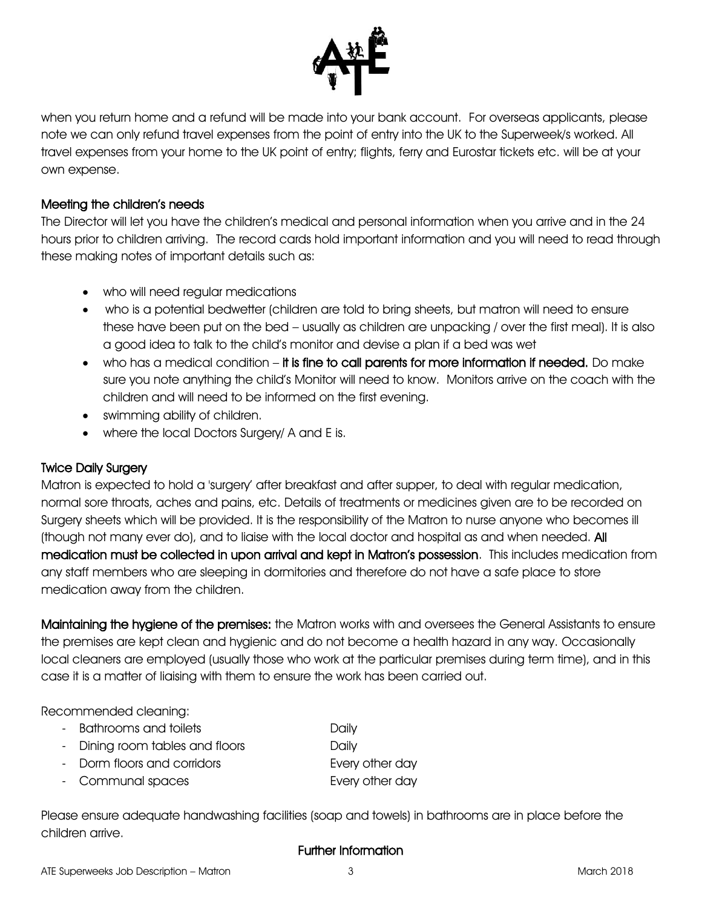when you return home and a refund will be made into your bank account. For overseas applicants, please note we can only refund travel expenses from the point of entry into the UK to the Superweek/s worked. All travel expenses from your home to the UK point of entry; flights, ferry and Eurostar tickets etc. will be at your own expense.

### Meeting the children's needs

The Director will let you have the children's medical and personal information when you arrive and in the 24 hours prior to children arriving. The record cards hold important information and you will need to read through these making notes of important details such as:

- who will need regular medications
- who is a potential bedwetter (children are told to bring sheets, but matron will need to ensure these have been put on the bed – usually as children are unpacking / over the first meal). It is also a good idea to talk to the child's monitor and devise a plan if a bed was wet
- who has a medical condition – **it is fine to call parents for more information if needed.** Do make sure you note anything the child's Monitor will need to know. Monitors arrive on the coach with the children and will need to be informed on the first evening.
- swimming ability of children.
- where the local Doctors Surgery/ A and E is.

### Twice Daily Surgery

Matron is expected to hold a 'surgery' after breakfast and after supper, to deal with regular medication, normal sore throats, aches and pains, etc. Details of treatments or medicines given are to be recorded on Surgery sheets which will be provided. It is the responsibility of the Matron to nurse anyone who becomes ill (though not many ever do), and to liaise with the local doctor and hospital as and when needed. **All medication must be collected in upon arrival and kept in Matron's possession**. This includes medication from any staff members who are sleeping in dormitories and therefore do not have a safe place to store medication away from the children.

**Maintaining the hygiene of the premises:** the Matron works with and oversees the General Assistants to ensure the premises are kept clean and hygienic and do not become a health hazard in any way. Occasionally local cleaners are employed (usually those who work at the particular premises during term time), and in this case it is a matter of liaising with them to ensure the work has been carried out.

Recommended cleaning:

- Bathrooms and toilets — Daily
- Dining room tables and floors — Daily
- Dorm floors and corridors — Every other day
- Communal spaces — Every other day

Please ensure adequate handwashing facilities (soap and towels) in bathrooms are in place before the children arrive.

### Further Information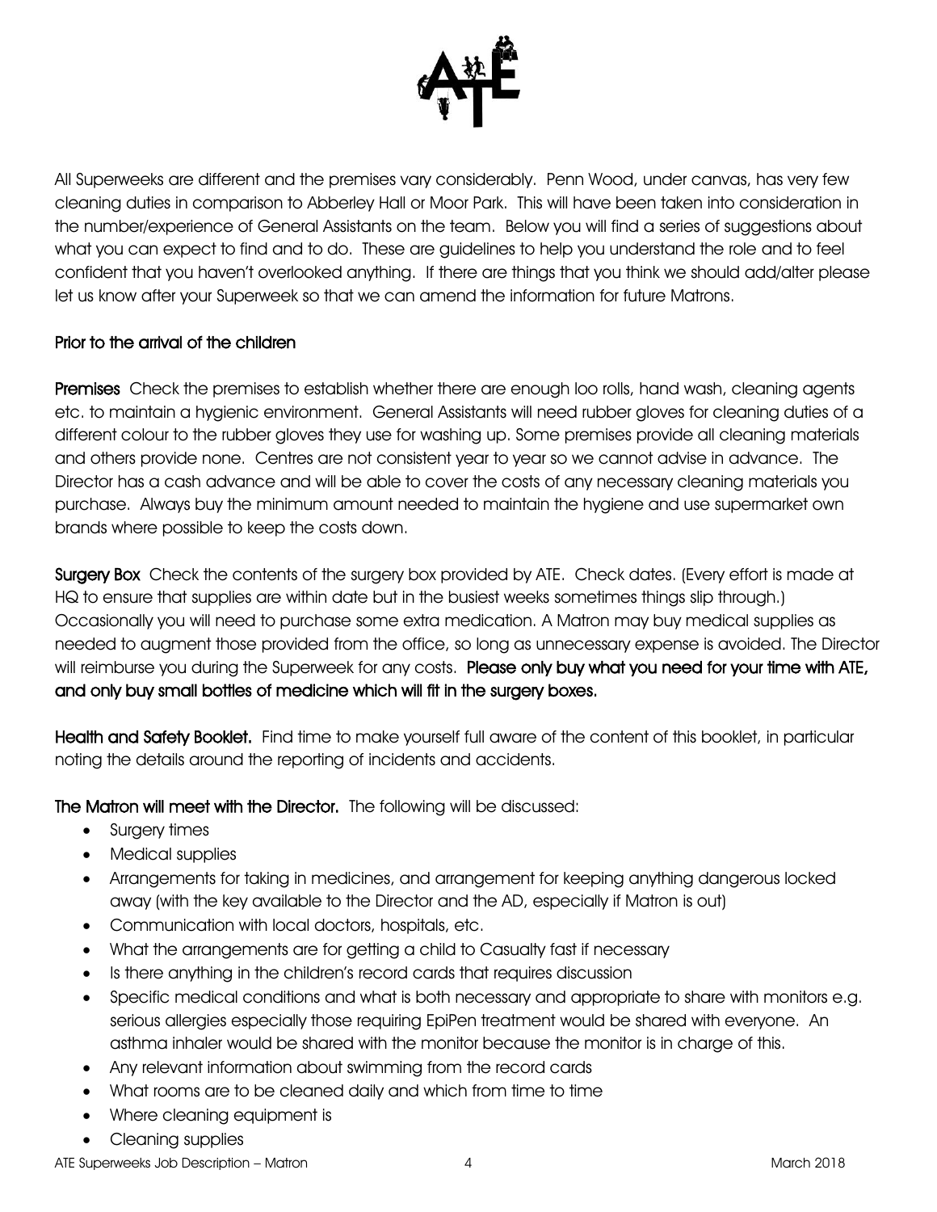All Superweeks are different and the premises vary considerably. Penn Wood, under canvas, has very few cleaning duties in comparison to Abberley Hall or Moor Park. This will have been taken into consideration in the number/experience of General Assistants on the team. Below you will find a series of suggestions about what you can expect to find and to do. These are guidelines to help you understand the role and to feel confident that you haven't overlooked anything. If there are things that you think we should add/alter please let us know after your Superweek so that we can amend the information for future Matrons.

## Prior to the arrival of the children

**Premises** Check the premises to establish whether there are enough loo rolls, hand wash, cleaning agents etc. to maintain a hygienic environment. General Assistants will need rubber gloves for cleaning duties of a different colour to the rubber gloves they use for washing up. Some premises provide all cleaning materials and others provide none. Centres are not consistent year to year so we cannot advise in advance. The Director has a cash advance and will be able to cover the costs of any necessary cleaning materials you purchase. Always buy the minimum amount needed to maintain the hygiene and use supermarket own brands where possible to keep the costs down.

**Surgery Box** Check the contents of the surgery box provided by ATE. Check dates. (Every effort is made at HQ to ensure that supplies are within date but in the busiest weeks sometimes things slip through.) Occasionally you will need to purchase some extra medication. A Matron may buy medical supplies as needed to augment those provided from the office, so long as unnecessary expense is avoided. The Director will reimburse you during the Superweek for any costs. **Please only buy what you need for your time with ATE, and only buy small bottles of medicine which will fit in the surgery boxes.**

**Health and Safety Booklet.** Find time to make yourself full aware of the content of this booklet, in particular noting the details around the reporting of incidents and accidents.

**The Matron will meet with the Director.** The following will be discussed:

- Surgery times
- Medical supplies
- Arrangements for taking in medicines, and arrangement for keeping anything dangerous locked away (with the key available to the Director and the AD, especially if Matron is out)
- Communication with local doctors, hospitals, etc.
- What the arrangements are for getting a child to Casualty fast if necessary
- Is there anything in the children's record cards that requires discussion
- Specific medical conditions and what is both necessary and appropriate to share with monitors e.g. serious allergies especially those requiring EpiPen treatment would be shared with everyone. An asthma inhaler would be shared with the monitor because the monitor is in charge of this.
- Any relevant information about swimming from the record cards
- What rooms are to be cleaned daily and which from time to time
- Where cleaning equipment is
- Cleaning supplies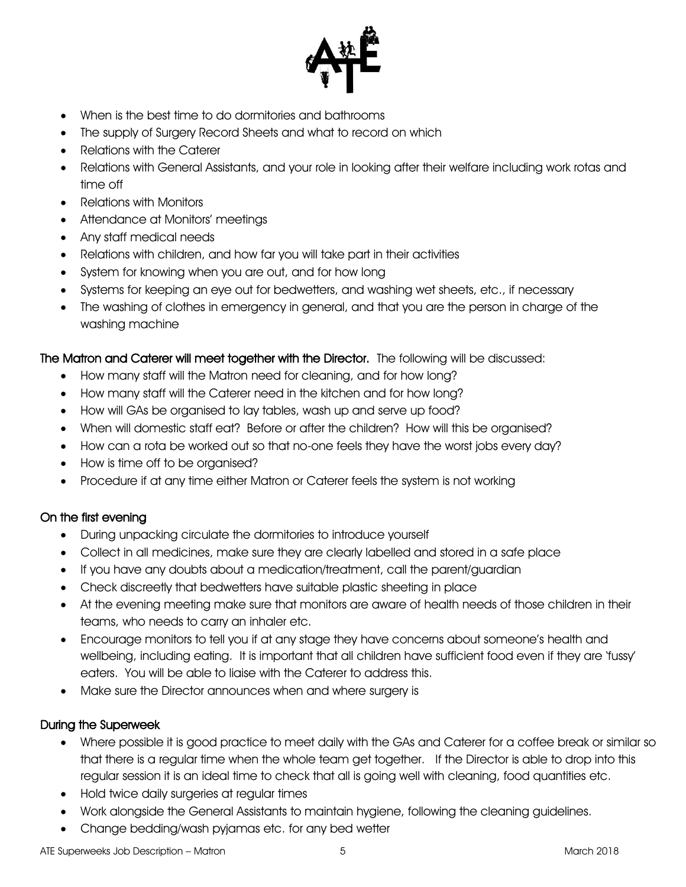- When is the best time to do dormitories and bathrooms
- The supply of Surgery Record Sheets and what to record on which
- Relations with the Caterer
- Relations with General Assistants, and your role in looking after their welfare including work rotas and time off
- Relations with Monitors
- Attendance at Monitors' meetings
- Any staff medical needs
- Relations with children, and how far you will take part in their activities
- System for knowing when you are out, and for how long
- Systems for keeping an eye out for bedwetters, and washing wet sheets, etc., if necessary
- The washing of clothes in emergency in general, and that you are the person in charge of the washing machine

**The Matron and Caterer will meet together with the Director.** The following will be discussed:

- How many staff will the Matron need for cleaning, and for how long?
- How many staff will the Caterer need in the kitchen and for how long?
- How will GAs be organised to lay tables, wash up and serve up food?
- When will domestic staff eat? Before or after the children? How will this be organised?
- How can a rota be worked out so that no-one feels they have the worst jobs every day?
- How is time off to be organised?
- Procedure if at any time either Matron or Caterer feels the system is not working

## On the first evening

- During unpacking circulate the dormitories to introduce yourself
- Collect in all medicines, make sure they are clearly labelled and stored in a safe place
- If you have any doubts about a medication/treatment, call the parent/guardian
- Check discreetly that bedwetters have suitable plastic sheeting in place
- At the evening meeting make sure that monitors are aware of health needs of those children in their teams, who needs to carry an inhaler etc.
- Encourage monitors to tell you if at any stage they have concerns about someone's health and wellbeing, including eating. It is important that all children have sufficient food even if they are 'fussy' eaters. You will be able to liaise with the Caterer to address this.
- Make sure the Director announces when and where surgery is

## During the Superweek

- Where possible it is good practice to meet daily with the GAs and Caterer for a coffee break or similar so that there is a regular time when the whole team get together. If the Director is able to drop into this regular session it is an ideal time to check that all is going well with cleaning, food quantities etc.
- Hold twice daily surgeries at regular times
- Work alongside the General Assistants to maintain hygiene, following the cleaning guidelines.
- Change bedding/wash pyjamas etc. for any bed wetter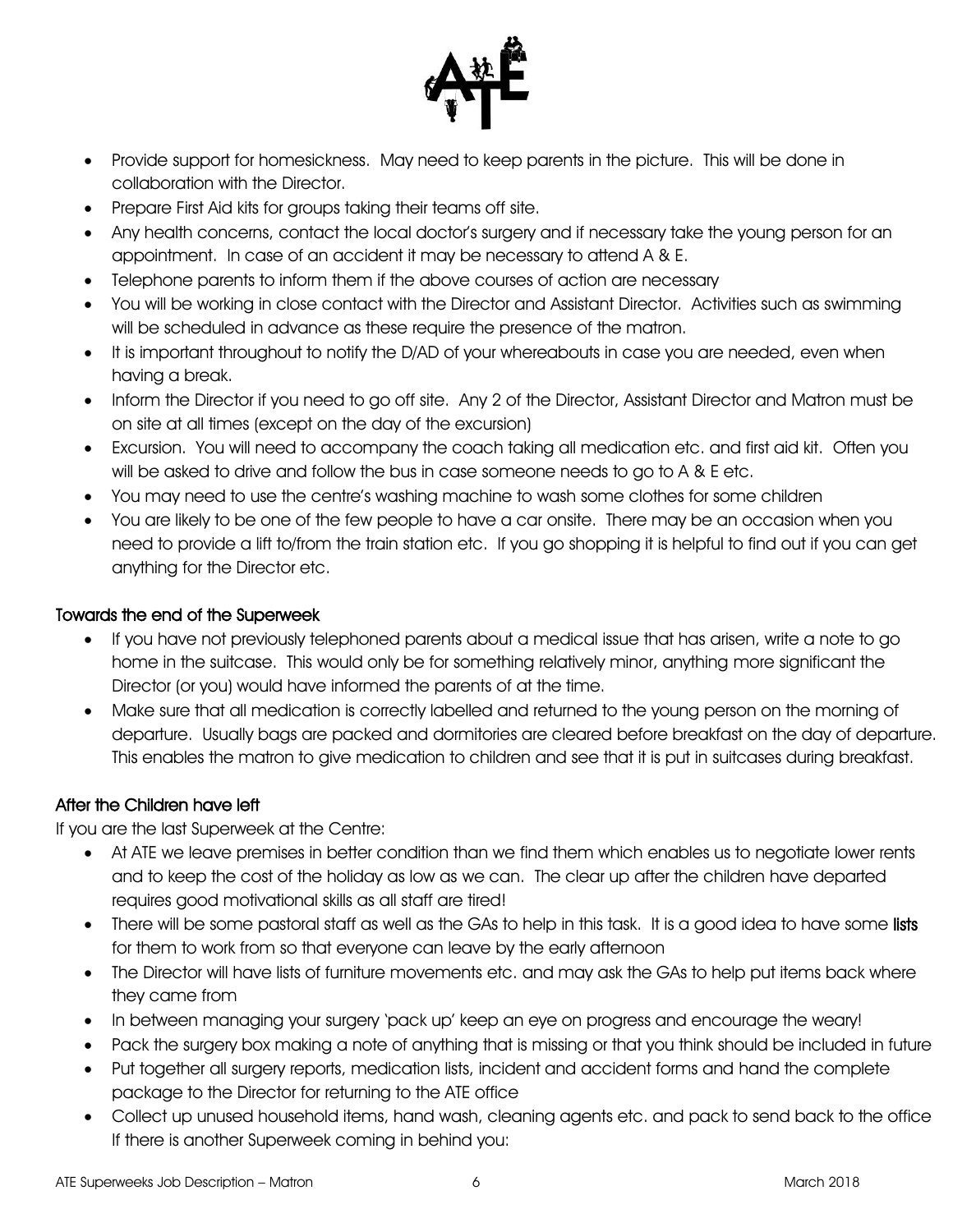- Provide support for homesickness. May need to keep parents in the picture. This will be done in collaboration with the Director.
- Prepare First Aid kits for groups taking their teams off site.
- Any health concerns, contact the local doctor's surgery and if necessary take the young person for an appointment. In case of an accident it may be necessary to attend A & E.
- Telephone parents to inform them if the above courses of action are necessary
- You will be working in close contact with the Director and Assistant Director. Activities such as swimming will be scheduled in advance as these require the presence of the matron.
- It is important throughout to notify the D/AD of your whereabouts in case you are needed, even when having a break.
- Inform the Director if you need to go off site. Any 2 of the Director, Assistant Director and Matron must be on site at all times (except on the day of the excursion)
- Excursion. You will need to accompany the coach taking all medication etc. and first aid kit. Often you will be asked to drive and follow the bus in case someone needs to go to A & E etc.
- You may need to use the centre's washing machine to wash some clothes for some children
- You are likely to be one of the few people to have a car onsite. There may be an occasion when you need to provide a lift to/from the train station etc. If you go shopping it is helpful to find out if you can get anything for the Director etc.

### Towards the end of the Superweek

- If you have not previously telephoned parents about a medical issue that has arisen, write a note to go home in the suitcase. This would only be for something relatively minor, anything more significant the Director (or you) would have informed the parents of at the time.
- Make sure that all medication is correctly labelled and returned to the young person on the morning of departure. Usually bags are packed and dormitories are cleared before breakfast on the day of departure. This enables the matron to give medication to children and see that it is put in suitcases during breakfast.

### After the Children have left

If you are the last Superweek at the Centre:

- At ATE we leave premises in better condition than we find them which enables us to negotiate lower rents and to keep the cost of the holiday as low as we can. The clear up after the children have departed requires good motivational skills as all staff are tired!
- There will be some pastoral staff as well as the GAs to help in this task. It is a good idea to have some **lists** for them to work from so that everyone can leave by the early afternoon
- The Director will have lists of furniture movements etc. and may ask the GAs to help put items back where they came from
- In between managing your surgery 'pack up' keep an eye on progress and encourage the weary!
- Pack the surgery box making a note of anything that is missing or that you think should be included in future
- Put together all surgery reports, medication lists, incident and accident forms and hand the complete package to the Director for returning to the ATE office
- Collect up unused household items, hand wash, cleaning agents etc. and pack to send back to the office

If there is another Superweek coming in behind you: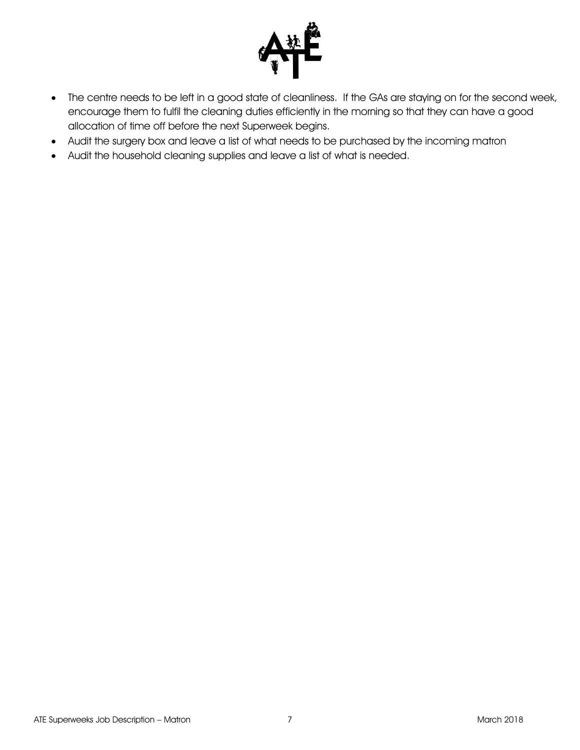- The centre needs to be left in a good state of cleanliness. If the GAs are staying on for the second week, encourage them to fulfil the cleaning duties efficiently in the morning so that they can have a good allocation of time off before the next Superweek begins.
- Audit the surgery box and leave a list of what needs to be purchased by the incoming matron
- Audit the household cleaning supplies and leave a list of what is needed.